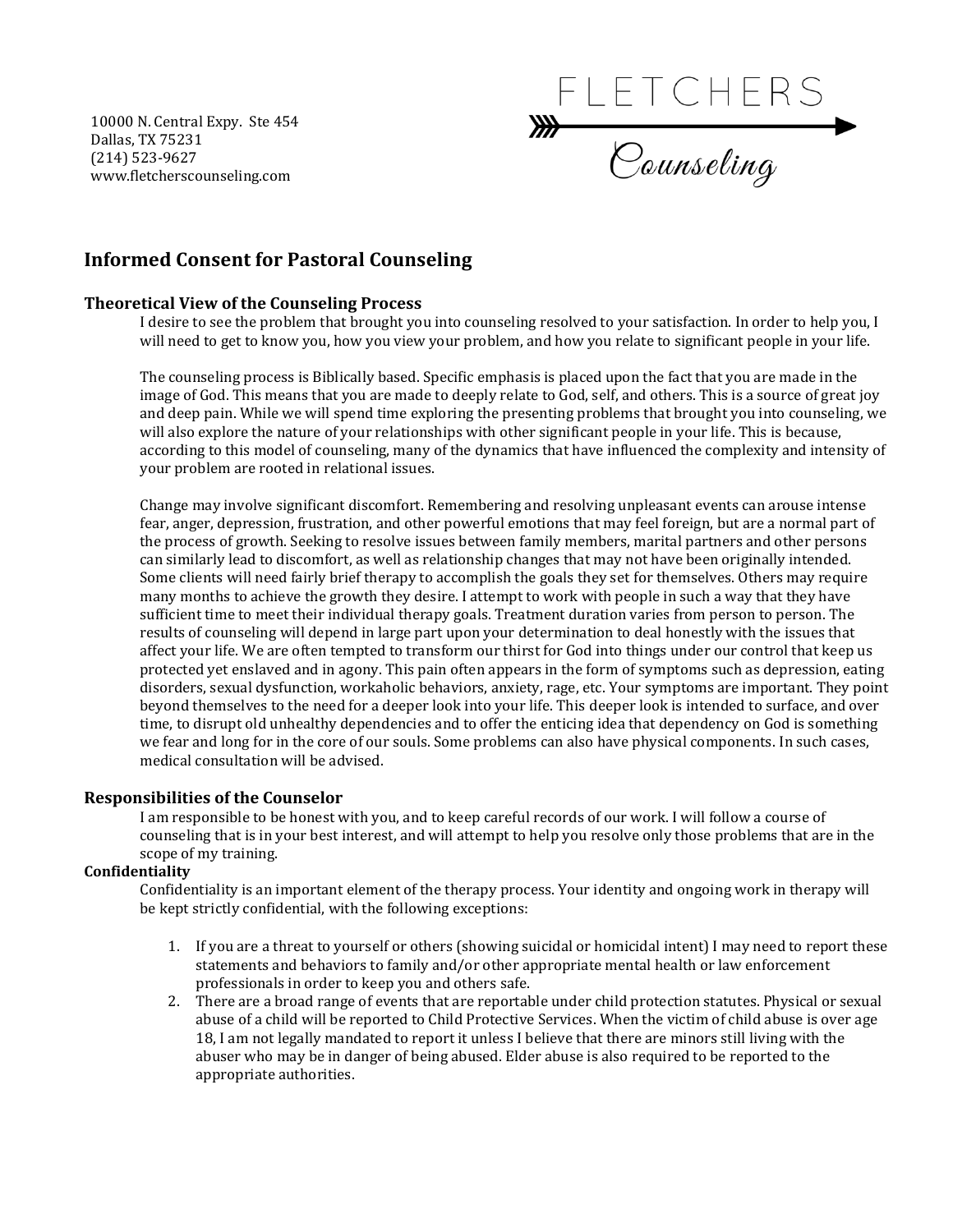10000 N. Central Expy. Ste 454
Dallas, TX 75231
(214) 523-9627
www.fletcherscounseling.com

FLETCHERS
Counseling

## Informed Consent for Pastoral Counseling

### Theoretical View of the Counseling Process

I desire to see the problem that brought you into counseling resolved to your satisfaction. In order to help you, I will need to get to know you, how you view your problem, and how you relate to significant people in your life.

The counseling process is Biblically based. Specific emphasis is placed upon the fact that you are made in the image of God. This means that you are made to deeply relate to God, self, and others. This is a source of great joy and deep pain. While we will spend time exploring the presenting problems that brought you into counseling, we will also explore the nature of your relationships with other significant people in your life. This is because, according to this model of counseling, many of the dynamics that have influenced the complexity and intensity of your problem are rooted in relational issues.

Change may involve significant discomfort. Remembering and resolving unpleasant events can arouse intense fear, anger, depression, frustration, and other powerful emotions that may feel foreign, but are a normal part of the process of growth. Seeking to resolve issues between family members, marital partners and other persons can similarly lead to discomfort, as well as relationship changes that may not have been originally intended. Some clients will need fairly brief therapy to accomplish the goals they set for themselves. Others may require many months to achieve the growth they desire. I attempt to work with people in such a way that they have sufficient time to meet their individual therapy goals. Treatment duration varies from person to person. The results of counseling will depend in large part upon your determination to deal honestly with the issues that affect your life. We are often tempted to transform our thirst for God into things under our control that keep us protected yet enslaved and in agony. This pain often appears in the form of symptoms such as depression, eating disorders, sexual dysfunction, workaholic behaviors, anxiety, rage, etc. Your symptoms are important. They point beyond themselves to the need for a deeper look into your life. This deeper look is intended to surface, and over time, to disrupt old unhealthy dependencies and to offer the enticing idea that dependency on God is something we fear and long for in the core of our souls. Some problems can also have physical components. In such cases, medical consultation will be advised.

### Responsibilities of the Counselor

I am responsible to be honest with you, and to keep careful records of our work. I will follow a course of counseling that is in your best interest, and will attempt to help you resolve only those problems that are in the scope of my training.

### Confidentiality

Confidentiality is an important element of the therapy process. Your identity and ongoing work in therapy will be kept strictly confidential, with the following exceptions:

1. If you are a threat to yourself or others (showing suicidal or homicidal intent) I may need to report these statements and behaviors to family and/or other appropriate mental health or law enforcement professionals in order to keep you and others safe.
2. There are a broad range of events that are reportable under child protection statutes. Physical or sexual abuse of a child will be reported to Child Protective Services. When the victim of child abuse is over age 18, I am not legally mandated to report it unless I believe that there are minors still living with the abuser who may be in danger of being abused. Elder abuse is also required to be reported to the appropriate authorities.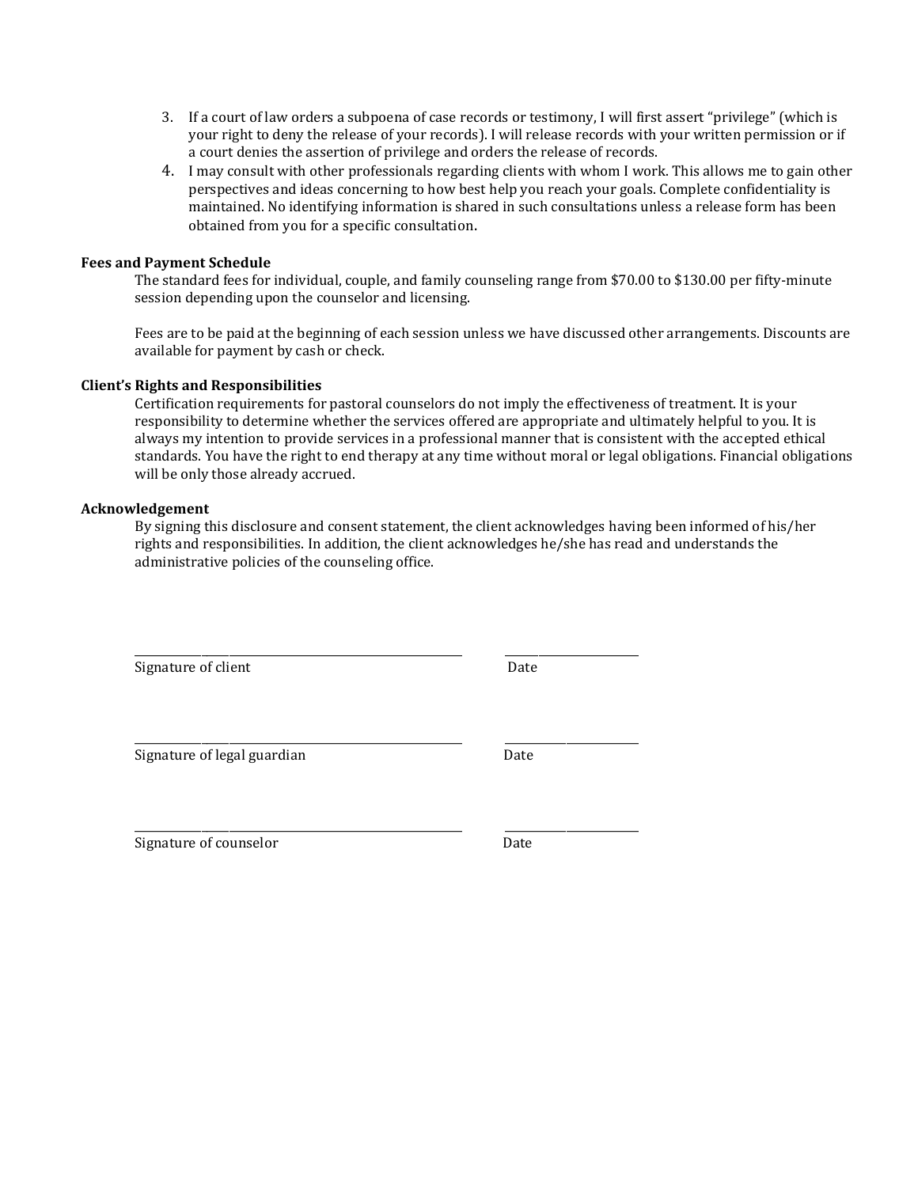3. If a court of law orders a subpoena of case records or testimony, I will first assert "privilege" (which is your right to deny the release of your records). I will release records with your written permission or if a court denies the assertion of privilege and orders the release of records.
4. I may consult with other professionals regarding clients with whom I work. This allows me to gain other perspectives and ideas concerning to how best help you reach your goals. Complete confidentiality is maintained. No identifying information is shared in such consultations unless a release form has been obtained from you for a specific consultation.

**Fees and Payment Schedule**

The standard fees for individual, couple, and family counseling range from $70.00 to $130.00 per fifty-minute session depending upon the counselor and licensing.

Fees are to be paid at the beginning of each session unless we have discussed other arrangements. Discounts are available for payment by cash or check.

**Client's Rights and Responsibilities**

Certification requirements for pastoral counselors do not imply the effectiveness of treatment. It is your responsibility to determine whether the services offered are appropriate and ultimately helpful to you. It is always my intention to provide services in a professional manner that is consistent with the accepted ethical standards. You have the right to end therapy at any time without moral or legal obligations. Financial obligations will be only those already accrued.

**Acknowledgement**

By signing this disclosure and consent statement, the client acknowledges having been informed of his/her rights and responsibilities. In addition, the client acknowledges he/she has read and understands the administrative policies of the counseling office.

______________________________________________ ____________________

Signature of client Date

______________________________________________ ____________________

Signature of legal guardian Date

______________________________________________ ____________________

Signature of counselor Date